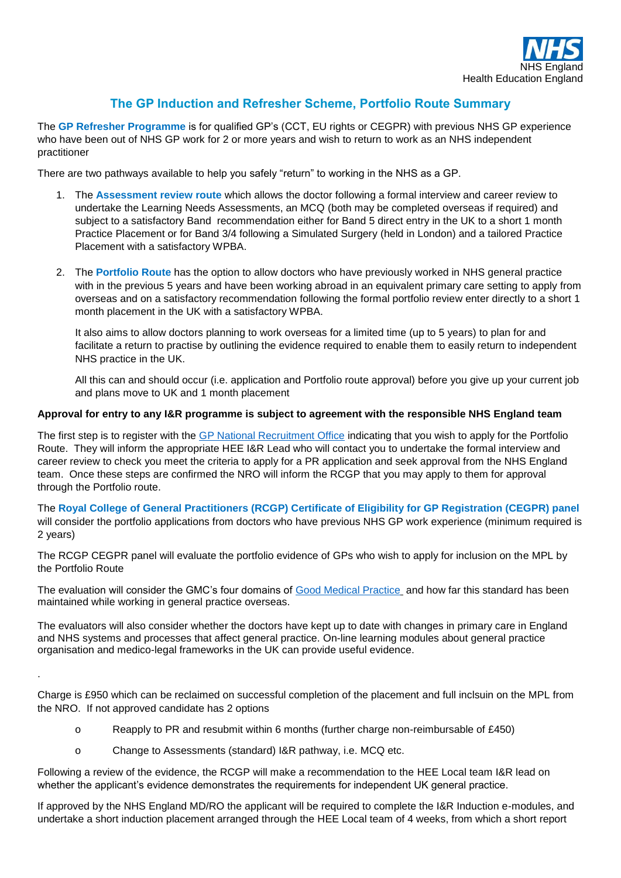NHS England
Health Education England

## The GP Induction and Refresher Scheme, Portfolio Route Summary

The **GP Refresher Programme** is for qualified GP's (CCT, EU rights or CEGPR) with previous NHS GP experience who have been out of NHS GP work for 2 or more years and wish to return to work as an NHS independent practitioner

There are two pathways available to help you safely "return" to working in the NHS as a GP.

1. The **Assessment review route** which allows the doctor following a formal interview and career review to undertake the Learning Needs Assessments, an MCQ (both may be completed overseas if required) and subject to a satisfactory Band recommendation either for Band 5 direct entry in the UK to a short 1 month Practice Placement or for Band 3/4 following a Simulated Surgery (held in London) and a tailored Practice Placement with a satisfactory WPBA.

2. The **Portfolio Route** has the option to allow doctors who have previously worked in NHS general practice with in the previous 5 years and have been working abroad in an equivalent primary care setting to apply from overseas and on a satisfactory recommendation following the formal portfolio review enter directly to a short 1 month placement in the UK with a satisfactory WPBA.

   It also aims to allow doctors planning to work overseas for a limited time (up to 5 years) to plan for and facilitate a return to practise by outlining the evidence required to enable them to easily return to independent NHS practice in the UK.

   All this can and should occur (i.e. application and Portfolio route approval) before you give up your current job and plans move to UK and 1 month placement

**Approval for entry to any I&R programme is subject to agreement with the responsible NHS England team**

The first step is to register with the GP National Recruitment Office indicating that you wish to apply for the Portfolio Route. They will inform the appropriate HEE I&R Lead who will contact you to undertake the formal interview and career review to check you meet the criteria to apply for a PR application and seek approval from the NHS England team. Once these steps are confirmed the NRO will inform the RCGP that you may apply to them for approval through the Portfolio route.

The **Royal College of General Practitioners (RCGP) Certificate of Eligibility for GP Registration (CEGPR) panel** will consider the portfolio applications from doctors who have previous NHS GP work experience (minimum required is 2 years)

The RCGP CEGPR panel will evaluate the portfolio evidence of GPs who wish to apply for inclusion on the MPL by the Portfolio Route

The evaluation will consider the GMC's four domains of Good Medical Practice and how far this standard has been maintained while working in general practice overseas.

The evaluators will also consider whether the doctors have kept up to date with changes in primary care in England and NHS systems and processes that affect general practice. On-line learning modules about general practice organisation and medico-legal frameworks in the UK can provide useful evidence.

.

Charge is £950 which can be reclaimed on successful completion of the placement and full inclsuin on the MPL from the NRO. If not approved candidate has 2 options

- Reapply to PR and resubmit within 6 months (further charge non-reimbursable of £450)
- Change to Assessments (standard) I&R pathway, i.e. MCQ etc.

Following a review of the evidence, the RCGP will make a recommendation to the HEE Local team I&R lead on whether the applicant's evidence demonstrates the requirements for independent UK general practice.

If approved by the NHS England MD/RO the applicant will be required to complete the I&R Induction e-modules, and undertake a short induction placement arranged through the HEE Local team of 4 weeks, from which a short report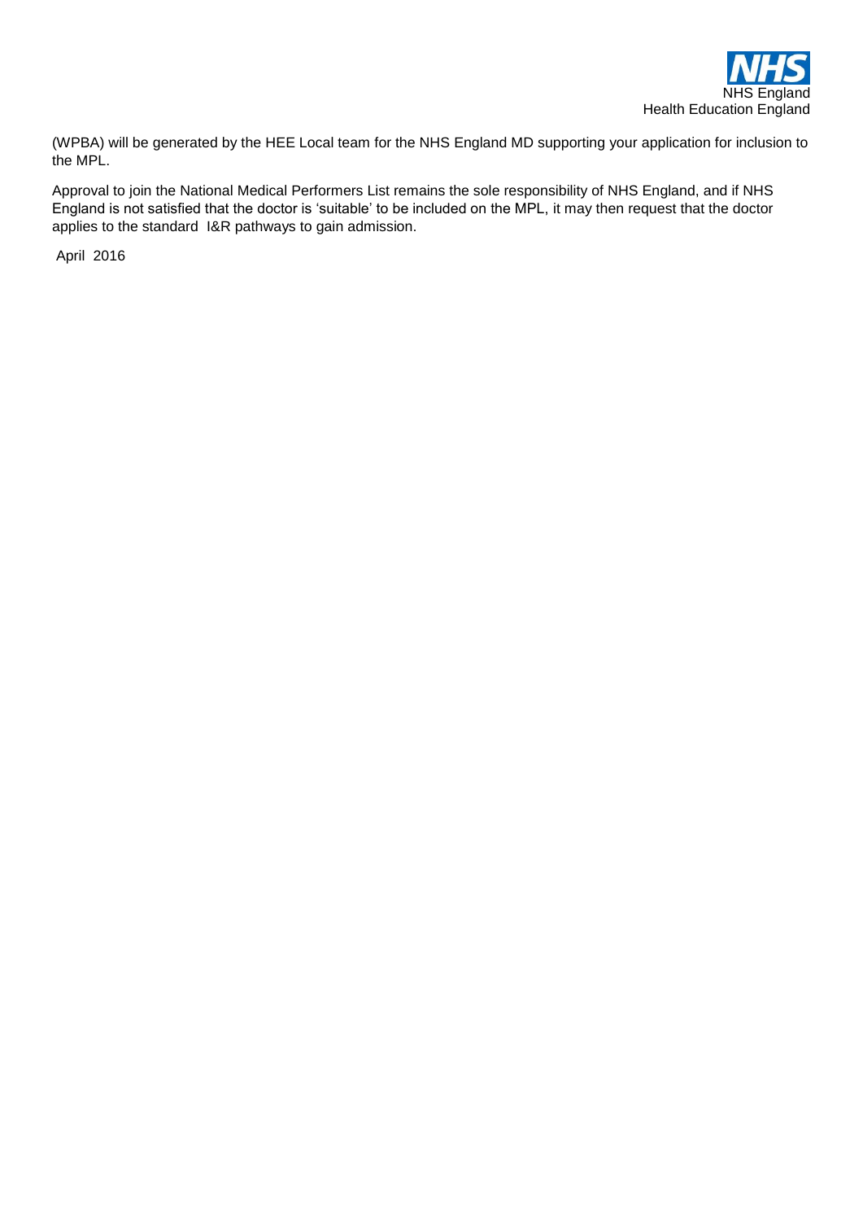(WPBA) will be generated by the HEE Local team for the NHS England MD supporting your application for inclusion to the MPL.

Approval to join the National Medical Performers List remains the sole responsibility of NHS England, and if NHS England is not satisfied that the doctor is 'suitable' to be included on the MPL, it may then request that the doctor applies to the standard I&R pathways to gain admission.

April 2016